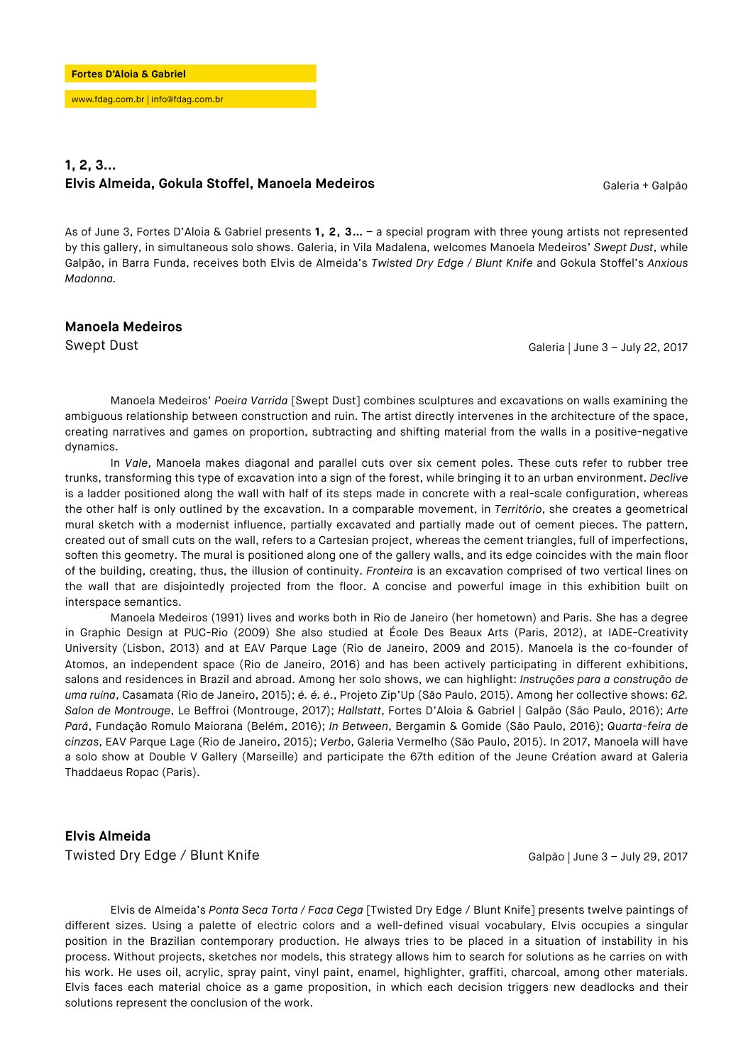**Fortes D'Aloia & Gabriel**

www.fdag.com.br | info@fdag.com.br

## 1, 2, 3...
## Elvis Almeida, Gokula Stoffel, Manoela Medeiros

Galeria + Galpão

As of June 3, Fortes D'Aloia & Gabriel presents **1, 2, 3...** – a special program with three young artists not represented by this gallery, in simultaneous solo shows. Galeria, in Vila Madalena, welcomes Manoela Medeiros' *Swept Dust*, while Galpão, in Barra Funda, receives both Elvis de Almeida's *Twisted Dry Edge / Blunt Knife* and Gokula Stoffel's *Anxious Madonna*.

### Manoela Medeiros
Swept Dust

Galeria | June 3 – July 22, 2017

Manoela Medeiros' *Poeira Varrida* [Swept Dust] combines sculptures and excavations on walls examining the ambiguous relationship between construction and ruin. The artist directly intervenes in the architecture of the space, creating narratives and games on proportion, subtracting and shifting material from the walls in a positive-negative dynamics.

In *Vale*, Manoela makes diagonal and parallel cuts over six cement poles. These cuts refer to rubber tree trunks, transforming this type of excavation into a sign of the forest, while bringing it to an urban environment. *Declive* is a ladder positioned along the wall with half of its steps made in concrete with a real-scale configuration, whereas the other half is only outlined by the excavation. In a comparable movement, in *Território*, she creates a geometrical mural sketch with a modernist influence, partially excavated and partially made out of cement pieces. The pattern, created out of small cuts on the wall, refers to a Cartesian project, whereas the cement triangles, full of imperfections, soften this geometry. The mural is positioned along one of the gallery walls, and its edge coincides with the main floor of the building, creating, thus, the illusion of continuity. *Fronteira* is an excavation comprised of two vertical lines on the wall that are disjointedly projected from the floor. A concise and powerful image in this exhibition built on interspace semantics.

Manoela Medeiros (1991) lives and works both in Rio de Janeiro (her hometown) and Paris. She has a degree in Graphic Design at PUC-Rio (2009) She also studied at École Des Beaux Arts (Paris, 2012), at IADE-Creativity University (Lisbon, 2013) and at EAV Parque Lage (Rio de Janeiro, 2009 and 2015). Manoela is the co-founder of Atomos, an independent space (Rio de Janeiro, 2016) and has been actively participating in different exhibitions, salons and residences in Brazil and abroad. Among her solo shows, we can highlight: *Instruções para a construção de uma ruína*, Casamata (Rio de Janeiro, 2015); *é. é. é.*, Projeto Zip'Up (São Paulo, 2015). Among her collective shows: *62. Salon de Montrouge*, Le Beffroi (Montrouge, 2017); *Hallstatt*, Fortes D'Aloia & Gabriel | Galpão (São Paulo, 2016); *Arte Pará*, Fundação Romulo Maiorana (Belém, 2016); *In Between*, Bergamin & Gomide (São Paulo, 2016); *Quarta-feira de cinzas*, EAV Parque Lage (Rio de Janeiro, 2015); *Verbo*, Galeria Vermelho (São Paulo, 2015). In 2017, Manoela will have a solo show at Double V Gallery (Marseille) and participate the 67th edition of the Jeune Création award at Galeria Thaddaeus Ropac (Paris).

### Elvis Almeida
Twisted Dry Edge / Blunt Knife

Galpão | June 3 – July 29, 2017

Elvis de Almeida's *Ponta Seca Torta / Faca Cega* [Twisted Dry Edge / Blunt Knife] presents twelve paintings of different sizes. Using a palette of electric colors and a well-defined visual vocabulary, Elvis occupies a singular position in the Brazilian contemporary production. He always tries to be placed in a situation of instability in his process. Without projects, sketches nor models, this strategy allows him to search for solutions as he carries on with his work. He uses oil, acrylic, spray paint, vinyl paint, enamel, highlighter, graffiti, charcoal, among other materials. Elvis faces each material choice as a game proposition, in which each decision triggers new deadlocks and their solutions represent the conclusion of the work.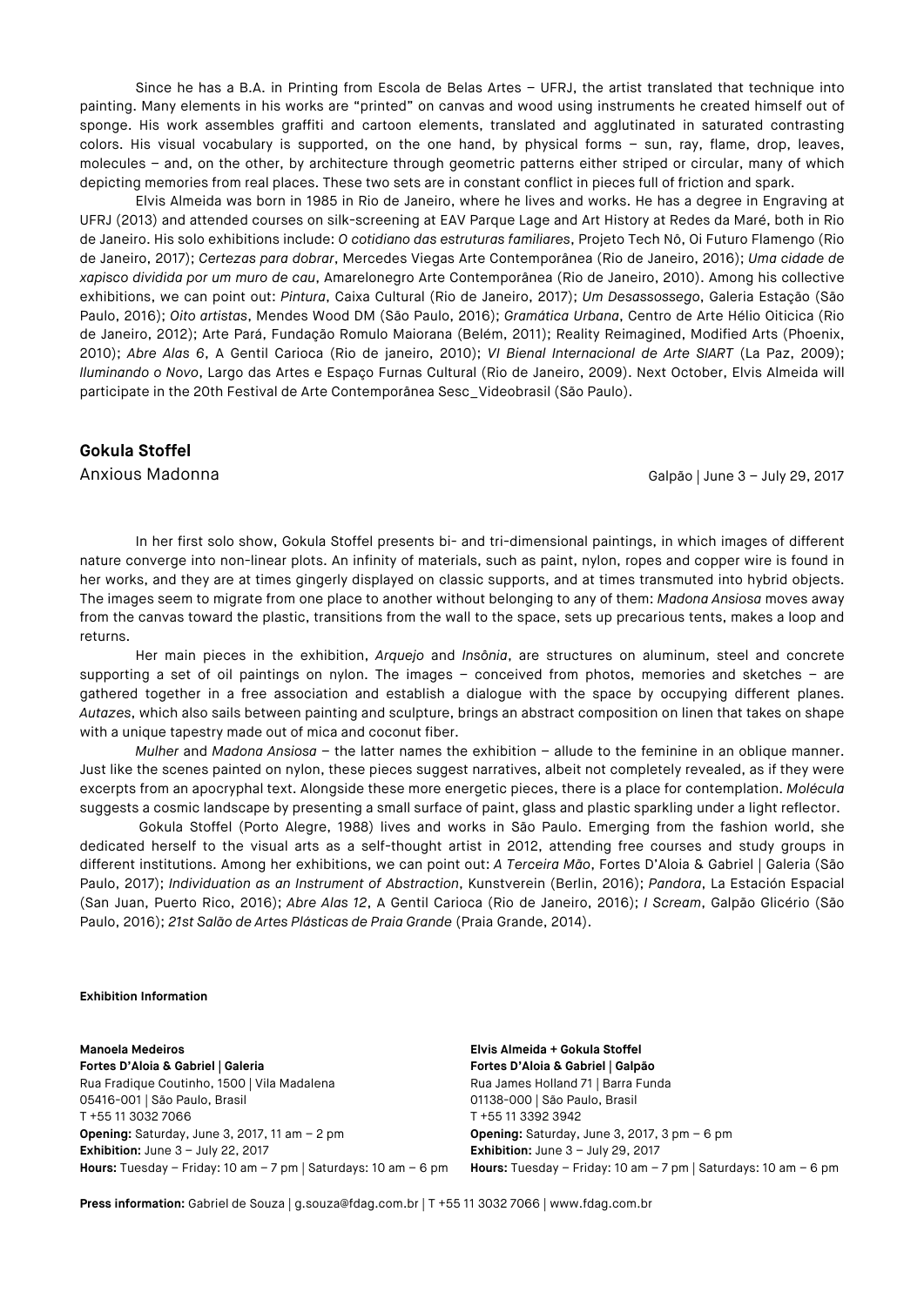Since he has a B.A. in Printing from Escola de Belas Artes – UFRJ, the artist translated that technique into painting. Many elements in his works are "printed" on canvas and wood using instruments he created himself out of sponge. His work assembles graffiti and cartoon elements, translated and agglutinated in saturated contrasting colors. His visual vocabulary is supported, on the one hand, by physical forms – sun, ray, flame, drop, leaves, molecules – and, on the other, by architecture through geometric patterns either striped or circular, many of which depicting memories from real places. These two sets are in constant conflict in pieces full of friction and spark.

Elvis Almeida was born in 1985 in Rio de Janeiro, where he lives and works. He has a degree in Engraving at UFRJ (2013) and attended courses on silk-screening at EAV Parque Lage and Art History at Redes da Maré, both in Rio de Janeiro. His solo exhibitions include: *O cotidiano das estruturas familiares*, Projeto Tech Nô, Oi Futuro Flamengo (Rio de Janeiro, 2017); *Certezas para dobrar*, Mercedes Viegas Arte Contemporânea (Rio de Janeiro, 2016); *Uma cidade de xapisco dividida por um muro de cau*, Amarelonegro Arte Contemporânea (Rio de Janeiro, 2010). Among his collective exhibitions, we can point out: *Pintura*, Caixa Cultural (Rio de Janeiro, 2017); *Um Desassossego*, Galeria Estação (São Paulo, 2016); *Oito artistas*, Mendes Wood DM (São Paulo, 2016); *Gramática Urbana*, Centro de Arte Hélio Oiticica (Rio de Janeiro, 2012); Arte Pará, Fundação Romulo Maiorana (Belém, 2011); Reality Reimagined, Modified Arts (Phoenix, 2010); *Abre Alas 6*, A Gentil Carioca (Rio de janeiro, 2010); *VI Bienal Internacional de Arte SIART* (La Paz, 2009); *Iluminando o Novo*, Largo das Artes e Espaço Furnas Cultural (Rio de Janeiro, 2009). Next October, Elvis Almeida will participate in the 20th Festival de Arte Contemporânea Sesc_Videobrasil (São Paulo).

## Gokula Stoffel

Anxious Madonna

Galpão | June 3 – July 29, 2017

In her first solo show, Gokula Stoffel presents bi- and tri-dimensional paintings, in which images of different nature converge into non-linear plots. An infinity of materials, such as paint, nylon, ropes and copper wire is found in her works, and they are at times gingerly displayed on classic supports, and at times transmuted into hybrid objects. The images seem to migrate from one place to another without belonging to any of them: *Madona Ansiosa* moves away from the canvas toward the plastic, transitions from the wall to the space, sets up precarious tents, makes a loop and returns.

Her main pieces in the exhibition, *Arquejo* and *Insônia*, are structures on aluminum, steel and concrete supporting a set of oil paintings on nylon. The images – conceived from photos, memories and sketches – are gathered together in a free association and establish a dialogue with the space by occupying different planes. *Autazes*, which also sails between painting and sculpture, brings an abstract composition on linen that takes on shape with a unique tapestry made out of mica and coconut fiber.

*Mulher* and *Madona Ansiosa* – the latter names the exhibition – allude to the feminine in an oblique manner. Just like the scenes painted on nylon, these pieces suggest narratives, albeit not completely revealed, as if they were excerpts from an apocryphal text. Alongside these more energetic pieces, there is a place for contemplation. *Molécula* suggests a cosmic landscape by presenting a small surface of paint, glass and plastic sparkling under a light reflector.

Gokula Stoffel (Porto Alegre, 1988) lives and works in São Paulo. Emerging from the fashion world, she dedicated herself to the visual arts as a self-thought artist in 2012, attending free courses and study groups in different institutions. Among her exhibitions, we can point out: *A Terceira Mão*, Fortes D'Aloia & Gabriel | Galeria (São Paulo, 2017); *Individuation as an Instrument of Abstraction*, Kunstverein (Berlin, 2016); *Pandora*, La Estación Espacial (San Juan, Puerto Rico, 2016); *Abre Alas 12*, A Gentil Carioca (Rio de Janeiro, 2016); *I Scream*, Galpão Glicério (São Paulo, 2016); *21st Salão de Artes Plásticas de Praia Grande* (Praia Grande, 2014).

**Exhibition Information**

**Manoela Medeiros**
**Fortes D'Aloia & Gabriel | Galeria**
Rua Fradique Coutinho, 1500 | Vila Madalena
05416-001 | São Paulo, Brasil
T +55 11 3032 7066
**Opening:** Saturday, June 3, 2017, 11 am – 2 pm
**Exhibition:** June 3 – July 22, 2017
**Hours:** Tuesday – Friday: 10 am – 7 pm | Saturdays: 10 am – 6 pm

**Elvis Almeida + Gokula Stoffel**
**Fortes D'Aloia & Gabriel | Galpão**
Rua James Holland 71 | Barra Funda
01138-000 | São Paulo, Brasil
T +55 11 3392 3942
**Opening:** Saturday, June 3, 2017, 3 pm – 6 pm
**Exhibition:** June 3 – July 29, 2017
**Hours:** Tuesday – Friday: 10 am – 7 pm | Saturdays: 10 am – 6 pm

**Press information:** Gabriel de Souza | g.souza@fdag.com.br | T +55 11 3032 7066 | www.fdag.com.br